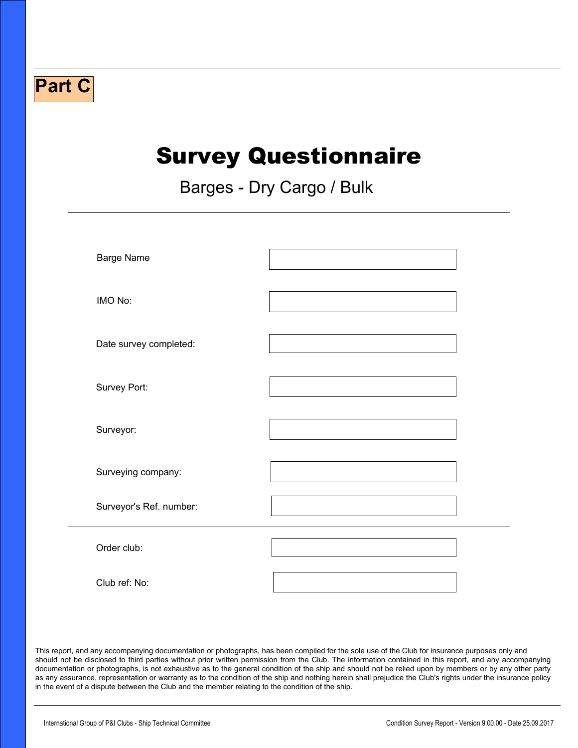**Part C**

# Survey Questionnaire

## Barges - Dry Cargo / Bulk

| | |
|---|---|
| Barge Name | |
| IMO No: | |
| Date survey completed: | |
| Survey Port: | |
| Surveyor: | |
| Surveying company: | |
| Surveyor's Ref. number: | |

| | |
|---|---|
| Order club: | |
| Club ref: No: | |

This report, and any accompanying documentation or photographs, has been compiled for the sole use of the Club for insurance purposes only and should not be disclosed to third parties without prior written permission from the Club. The information contained in this report, and any accompanying documentation or photographs, is not exhaustive as to the general condition of the ship and should not be relied upon by members or by any other party as any assurance, representation or warranty as to the condition of the ship and nothing herein shall prejudice the Club's rights under the insurance policy in the event of a dispute between the Club and the member relating to the condition of the ship.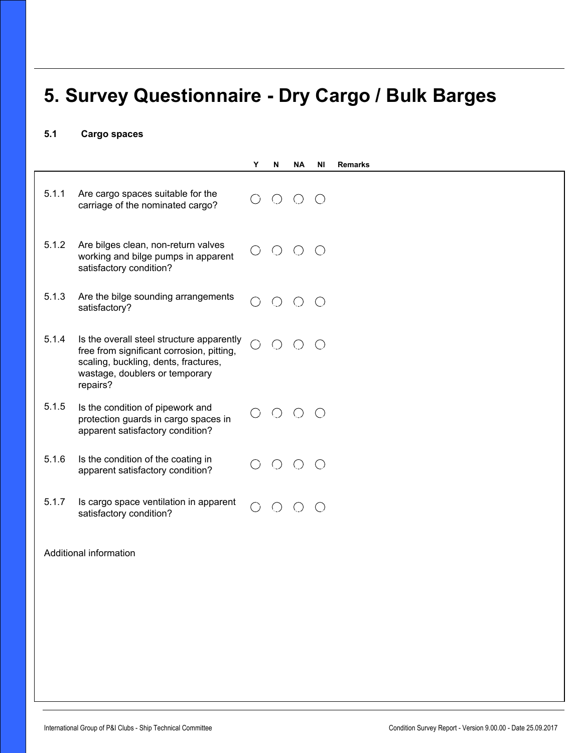# 5. Survey Questionnaire - Dry Cargo / Bulk Barges

### 5.1 Cargo spaces

| | | Y | N | NA | NI | Remarks |
|---|---|---|---|---|---|---|
| 5.1.1 | Are cargo spaces suitable for the carriage of the nominated cargo? | ◯ | ◯ | ◯ | ◯ | |
| 5.1.2 | Are bilges clean, non-return valves working and bilge pumps in apparent satisfactory condition? | ◯ | ◯ | ◯ | ◯ | |
| 5.1.3 | Are the bilge sounding arrangements satisfactory? | ◯ | ◯ | ◯ | ◯ | |
| 5.1.4 | Is the overall steel structure apparently free from significant corrosion, pitting, scaling, buckling, dents, fractures, wastage, doublers or temporary repairs? | ◯ | ◯ | ◯ | ◯ | |
| 5.1.5 | Is the condition of pipework and protection guards in cargo spaces in apparent satisfactory condition? | ◯ | ◯ | ◯ | ◯ | |
| 5.1.6 | Is the condition of the coating in apparent satisfactory condition? | ◯ | ◯ | ◯ | ◯ | |
| 5.1.7 | Is cargo space ventilation in apparent satisfactory condition? | ◯ | ◯ | ◯ | ◯ | |

Additional information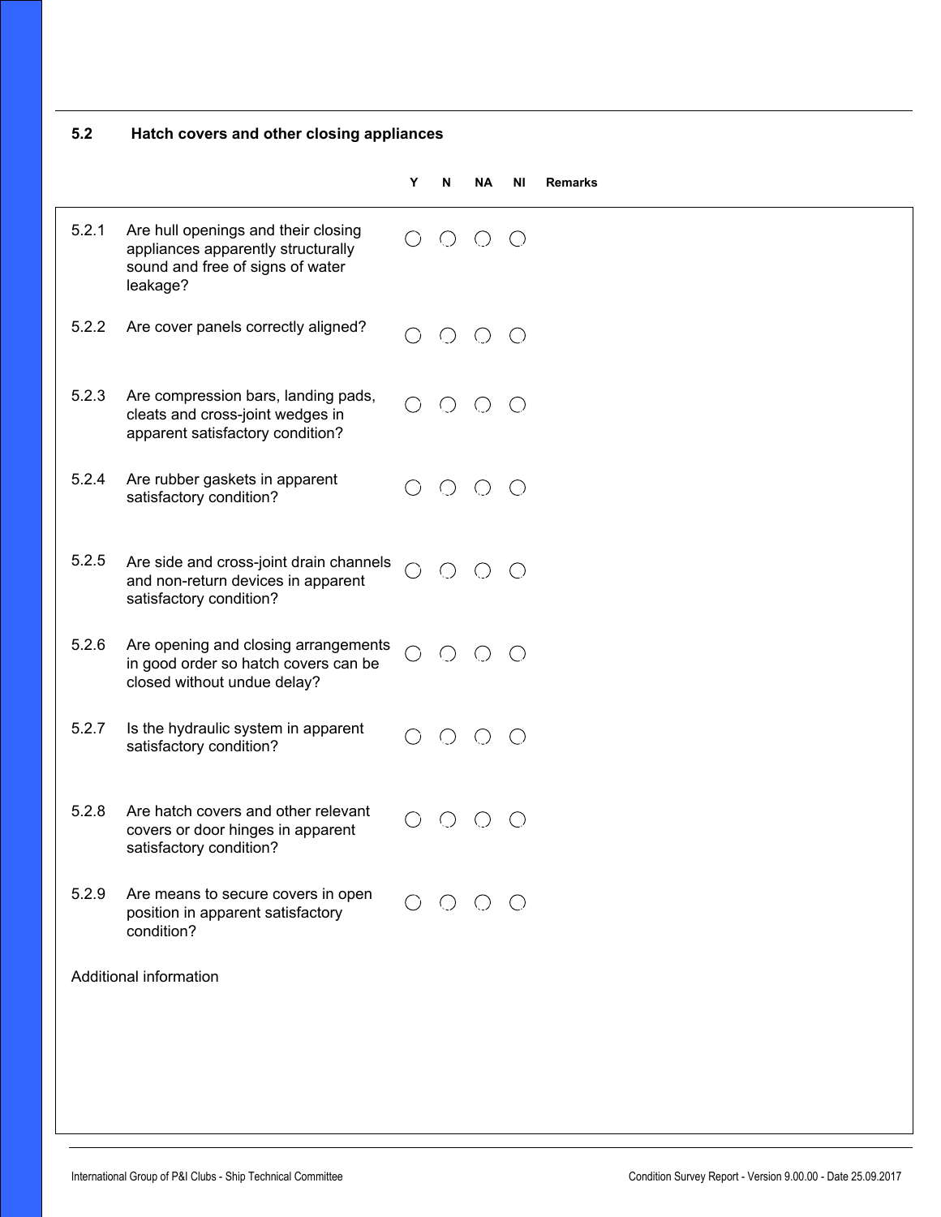## 5.2 Hatch covers and other closing appliances

| | | Y | N | NA | NI | Remarks |
|---|---|---|---|---|---|---|
| 5.2.1 | Are hull openings and their closing appliances apparently structurally sound and free of signs of water leakage? | ◯ | ◯ | ◯ | ◯ | |
| 5.2.2 | Are cover panels correctly aligned? | ◯ | ◯ | ◯ | ◯ | |
| 5.2.3 | Are compression bars, landing pads, cleats and cross-joint wedges in apparent satisfactory condition? | ◯ | ◯ | ◯ | ◯ | |
| 5.2.4 | Are rubber gaskets in apparent satisfactory condition? | ◯ | ◯ | ◯ | ◯ | |
| 5.2.5 | Are side and cross-joint drain channels and non-return devices in apparent satisfactory condition? | ◯ | ◯ | ◯ | ◯ | |
| 5.2.6 | Are opening and closing arrangements in good order so hatch covers can be closed without undue delay? | ◯ | ◯ | ◯ | ◯ | |
| 5.2.7 | Is the hydraulic system in apparent satisfactory condition? | ◯ | ◯ | ◯ | ◯ | |
| 5.2.8 | Are hatch covers and other relevant covers or door hinges in apparent satisfactory condition? | ◯ | ◯ | ◯ | ◯ | |
| 5.2.9 | Are means to secure covers in open position in apparent satisfactory condition? | ◯ | ◯ | ◯ | ◯ | |

Additional information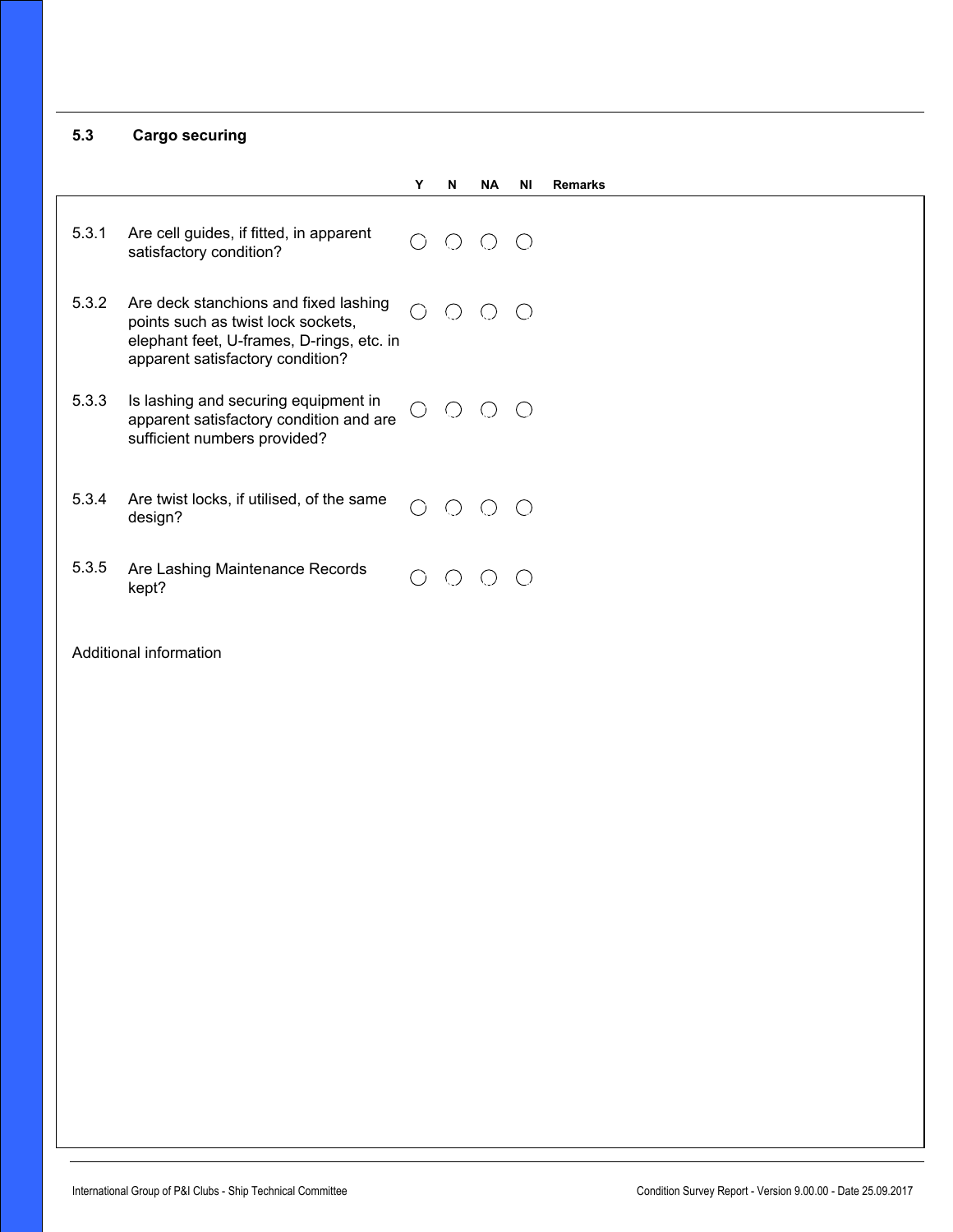## 5.3 Cargo securing

| | | Y | N | NA | NI | Remarks |
|---|---|---|---|---|---|---|
| 5.3.1 | Are cell guides, if fitted, in apparent satisfactory condition? | ◯ | ◯ | ◯ | ◯ | |
| 5.3.2 | Are deck stanchions and fixed lashing points such as twist lock sockets, elephant feet, U-frames, D-rings, etc. in apparent satisfactory condition? | ◯ | ◯ | ◯ | ◯ | |
| 5.3.3 | Is lashing and securing equipment in apparent satisfactory condition and are sufficient numbers provided? | ◯ | ◯ | ◯ | ◯ | |
| 5.3.4 | Are twist locks, if utilised, of the same design? | ◯ | ◯ | ◯ | ◯ | |
| 5.3.5 | Are Lashing Maintenance Records kept? | ◯ | ◯ | ◯ | ◯ | |

Additional information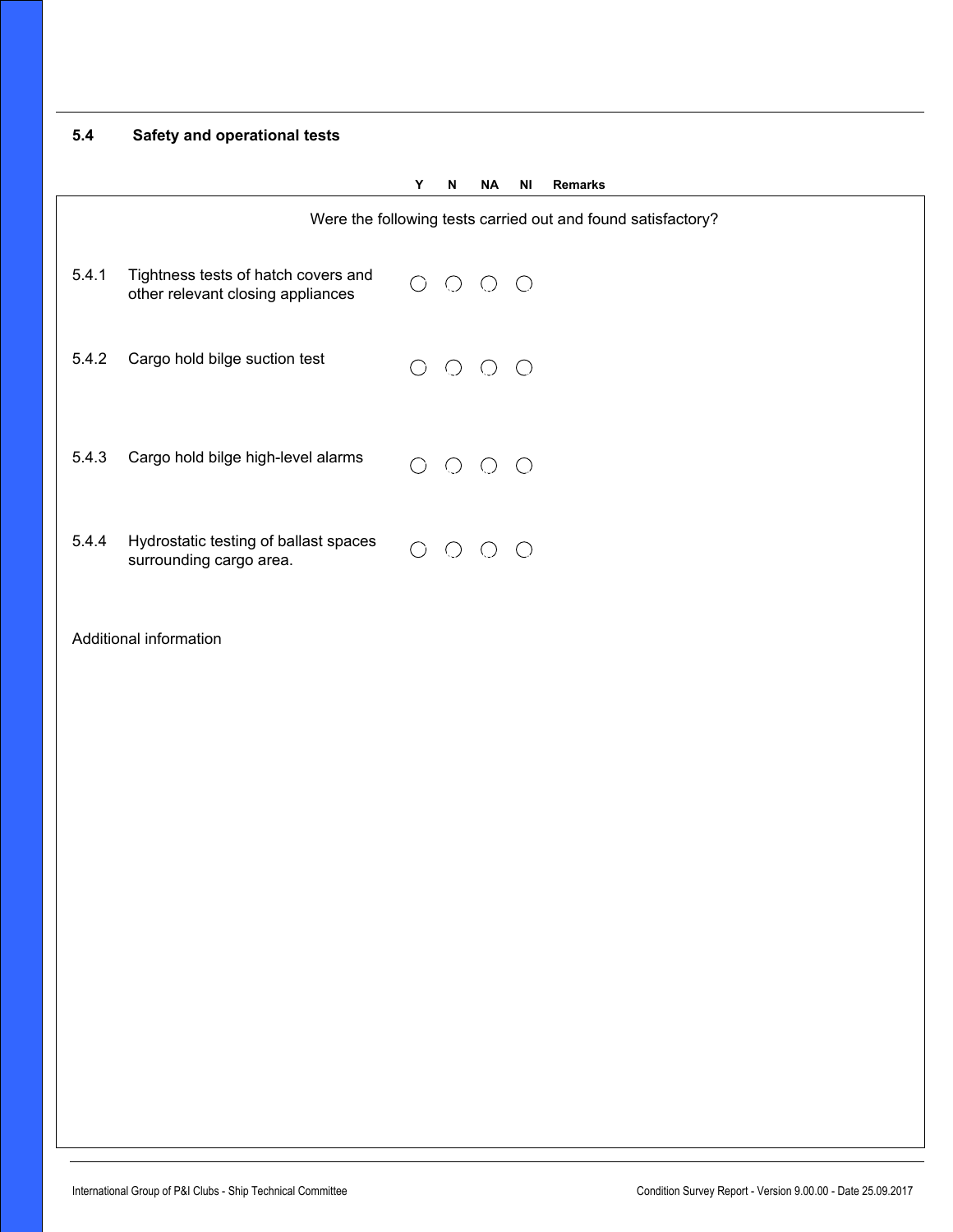## 5.4 Safety and operational tests

| | | Y | N | NA | NI | Remarks |
|---|---|---|---|---|---|---|
| | Were the following tests carried out and found satisfactory? | | | | | |
| 5.4.1 | Tightness tests of hatch covers and other relevant closing appliances | ○ | ○ | ○ | ○ | |
| 5.4.2 | Cargo hold bilge suction test | ○ | ○ | ○ | ○ | |
| 5.4.3 | Cargo hold bilge high-level alarms | ○ | ○ | ○ | ○ | |
| 5.4.4 | Hydrostatic testing of ballast spaces surrounding cargo area. | ○ | ○ | ○ | ○ | |

Additional information